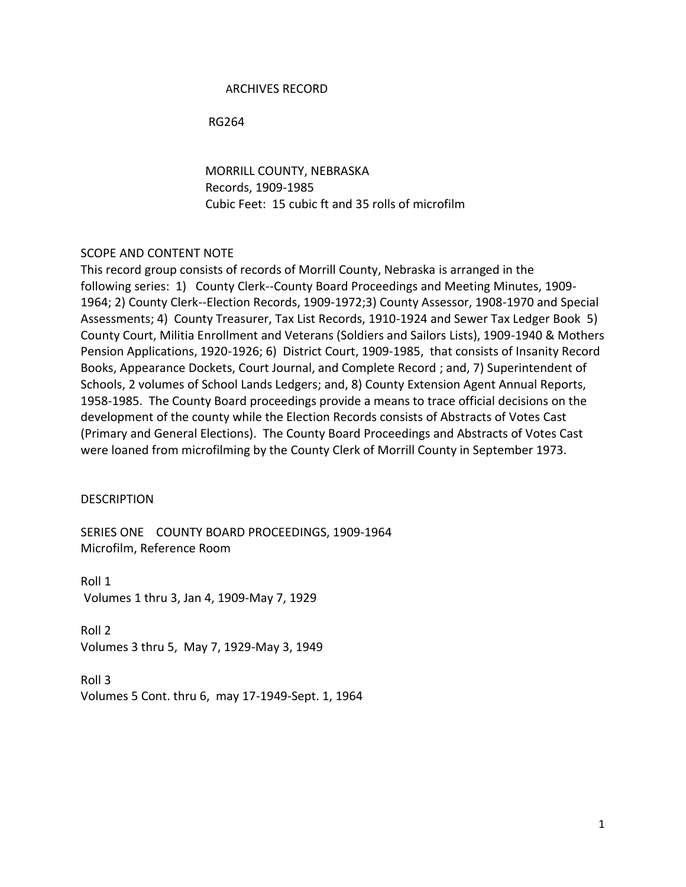ARCHIVES RECORD

RG264

MORRILL COUNTY, NEBRASKA
Records, 1909-1985
Cubic Feet: 15 cubic ft and 35 rolls of microfilm

## SCOPE AND CONTENT NOTE

This record group consists of records of Morrill County, Nebraska is arranged in the following series: 1) County Clerk--County Board Proceedings and Meeting Minutes, 1909-1964; 2) County Clerk--Election Records, 1909-1972;3) County Assessor, 1908-1970 and Special Assessments; 4) County Treasurer, Tax List Records, 1910-1924 and Sewer Tax Ledger Book 5) County Court, Militia Enrollment and Veterans (Soldiers and Sailors Lists), 1909-1940 & Mothers Pension Applications, 1920-1926; 6) District Court, 1909-1985, that consists of Insanity Record Books, Appearance Dockets, Court Journal, and Complete Record ; and, 7) Superintendent of Schools, 2 volumes of School Lands Ledgers; and, 8) County Extension Agent Annual Reports, 1958-1985. The County Board proceedings provide a means to trace official decisions on the development of the county while the Election Records consists of Abstracts of Votes Cast (Primary and General Elections). The County Board Proceedings and Abstracts of Votes Cast were loaned from microfilming by the County Clerk of Morrill County in September 1973.

## DESCRIPTION

### SERIES ONE COUNTY BOARD PROCEEDINGS, 1909-1964

Microfilm, Reference Room

Roll 1
Volumes 1 thru 3, Jan 4, 1909-May 7, 1929

Roll 2
Volumes 3 thru 5, May 7, 1929-May 3, 1949

Roll 3
Volumes 5 Cont. thru 6, may 17-1949-Sept. 1, 1964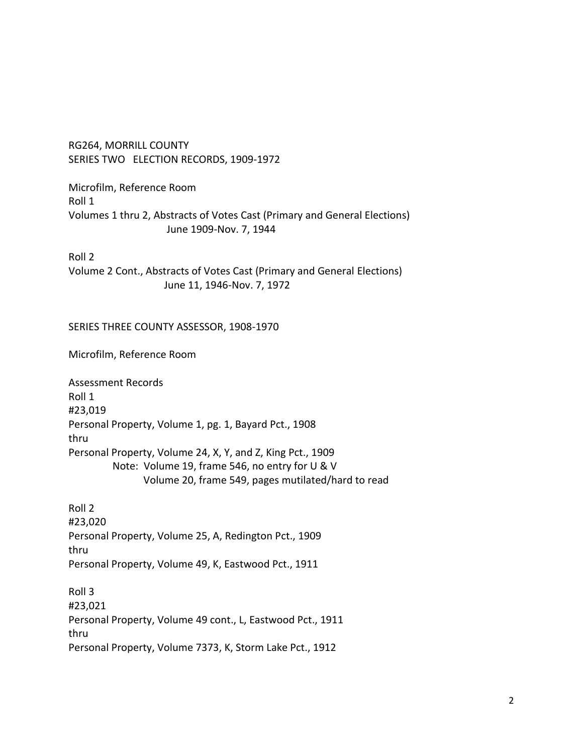RG264, MORRILL COUNTY
SERIES TWO ELECTION RECORDS, 1909-1972

Microfilm, Reference Room
Roll 1
Volumes 1 thru 2, Abstracts of Votes Cast (Primary and General Elections)
June 1909-Nov. 7, 1944

Roll 2
Volume 2 Cont., Abstracts of Votes Cast (Primary and General Elections)
June 11, 1946-Nov. 7, 1972

SERIES THREE COUNTY ASSESSOR, 1908-1970

Microfilm, Reference Room

Assessment Records
Roll 1
#23,019
Personal Property, Volume 1, pg. 1, Bayard Pct., 1908
thru
Personal Property, Volume 24, X, Y, and Z, King Pct., 1909
Note: Volume 19, frame 546, no entry for U & V
Volume 20, frame 549, pages mutilated/hard to read

Roll 2
#23,020
Personal Property, Volume 25, A, Redington Pct., 1909
thru
Personal Property, Volume 49, K, Eastwood Pct., 1911

Roll 3
#23,021
Personal Property, Volume 49 cont., L, Eastwood Pct., 1911
thru
Personal Property, Volume 7373, K, Storm Lake Pct., 1912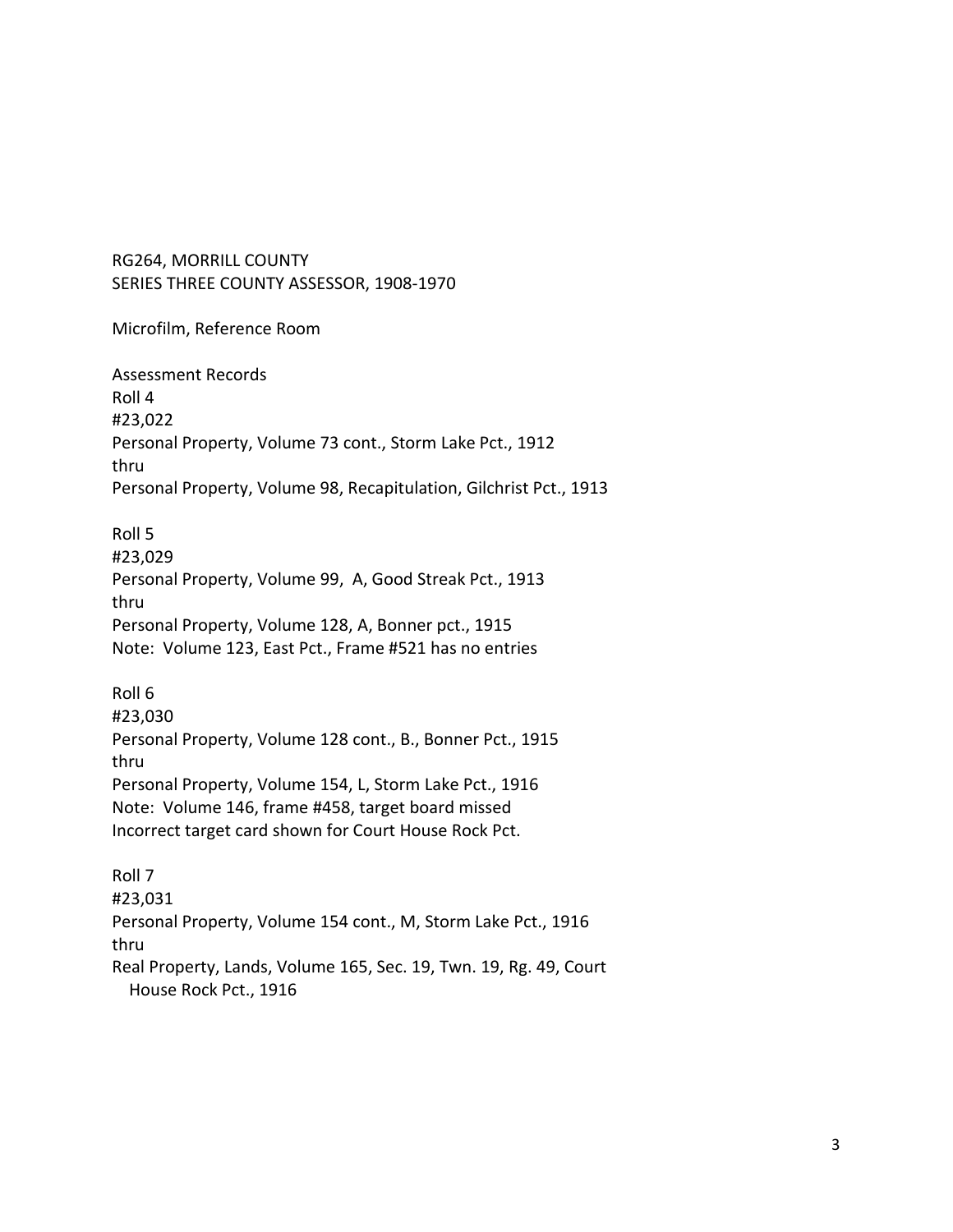RG264, MORRILL COUNTY
SERIES THREE COUNTY ASSESSOR, 1908-1970

Microfilm, Reference Room

Assessment Records
Roll 4
#23,022
Personal Property, Volume 73 cont., Storm Lake Pct., 1912
thru
Personal Property, Volume 98, Recapitulation, Gilchrist Pct., 1913

Roll 5
#23,029
Personal Property, Volume 99, A, Good Streak Pct., 1913
thru
Personal Property, Volume 128, A, Bonner pct., 1915
Note: Volume 123, East Pct., Frame #521 has no entries

Roll 6
#23,030
Personal Property, Volume 128 cont., B., Bonner Pct., 1915
thru
Personal Property, Volume 154, L, Storm Lake Pct., 1916
Note: Volume 146, frame #458, target board missed
Incorrect target card shown for Court House Rock Pct.

Roll 7
#23,031
Personal Property, Volume 154 cont., M, Storm Lake Pct., 1916
thru
Real Property, Lands, Volume 165, Sec. 19, Twn. 19, Rg. 49, Court House Rock Pct., 1916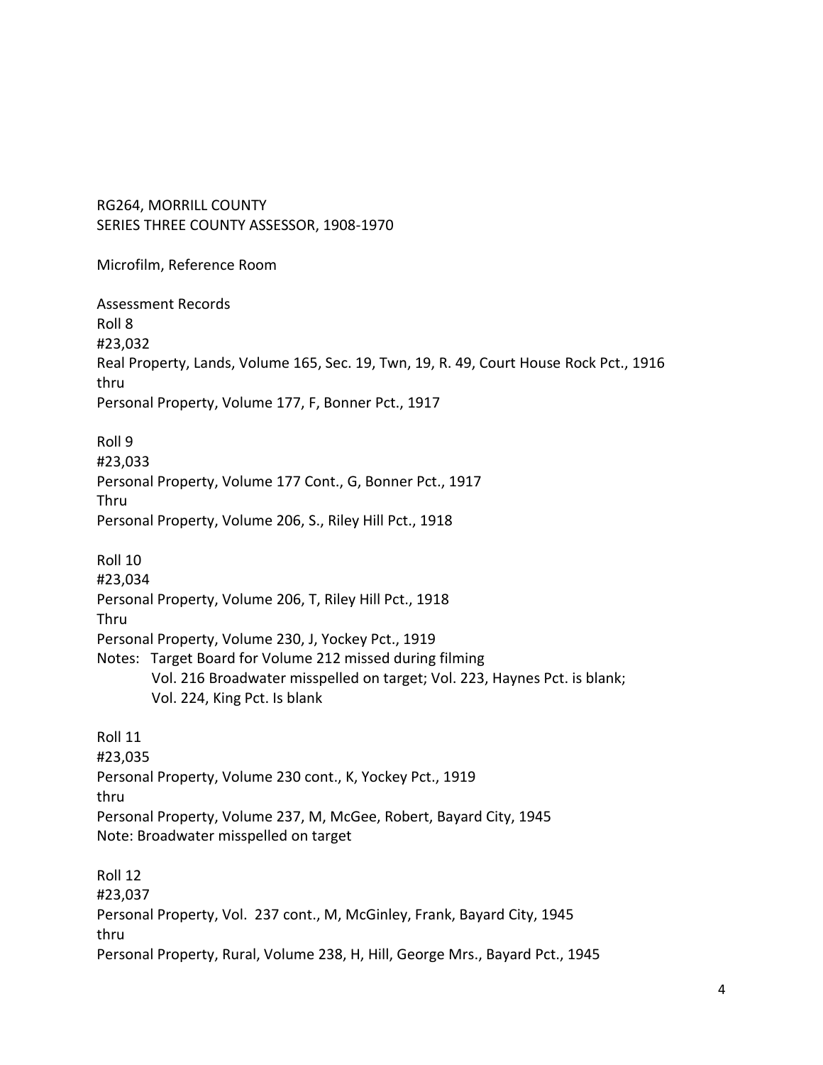RG264, MORRILL COUNTY
SERIES THREE COUNTY ASSESSOR, 1908-1970

Microfilm, Reference Room

Assessment Records
Roll 8
#23,032
Real Property, Lands, Volume 165, Sec. 19, Twn, 19, R. 49, Court House Rock Pct., 1916
thru
Personal Property, Volume 177, F, Bonner Pct., 1917

Roll 9
#23,033
Personal Property, Volume 177 Cont., G, Bonner Pct., 1917
Thru
Personal Property, Volume 206, S., Riley Hill Pct., 1918

Roll 10
#23,034
Personal Property, Volume 206, T, Riley Hill Pct., 1918
Thru
Personal Property, Volume 230, J, Yockey Pct., 1919
Notes: Target Board for Volume 212 missed during filming
Vol. 216 Broadwater misspelled on target; Vol. 223, Haynes Pct. is blank;
Vol. 224, King Pct. Is blank

Roll 11
#23,035
Personal Property, Volume 230 cont., K, Yockey Pct., 1919
thru
Personal Property, Volume 237, M, McGee, Robert, Bayard City, 1945
Note: Broadwater misspelled on target

Roll 12
#23,037
Personal Property, Vol. 237 cont., M, McGinley, Frank, Bayard City, 1945
thru
Personal Property, Rural, Volume 238, H, Hill, George Mrs., Bayard Pct., 1945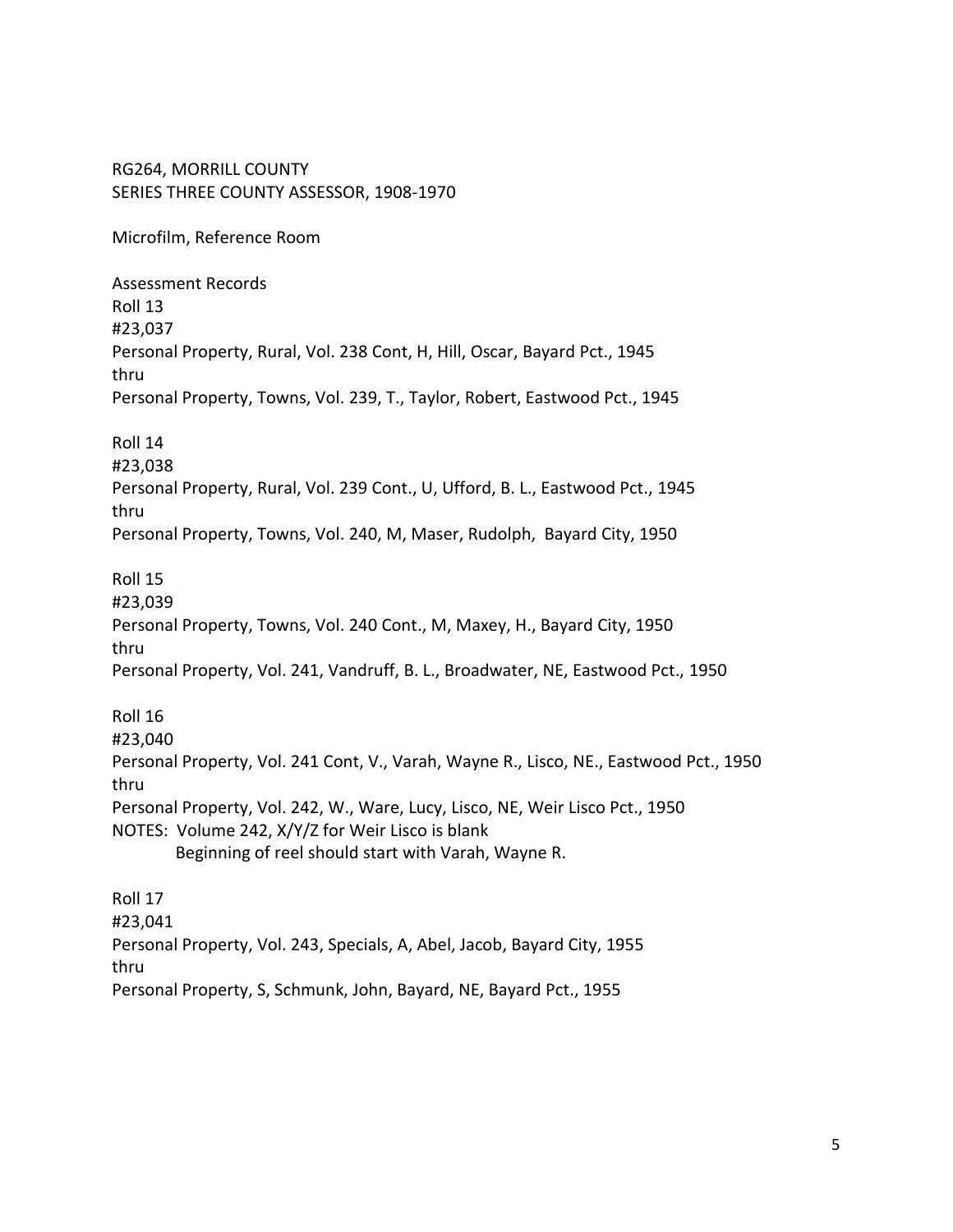RG264, MORRILL COUNTY
SERIES THREE COUNTY ASSESSOR, 1908-1970

Microfilm, Reference Room

Assessment Records
Roll 13
#23,037
Personal Property, Rural, Vol. 238 Cont, H, Hill, Oscar, Bayard Pct., 1945
thru
Personal Property, Towns, Vol. 239, T., Taylor, Robert, Eastwood Pct., 1945

Roll 14
#23,038
Personal Property, Rural, Vol. 239 Cont., U, Ufford, B. L., Eastwood Pct., 1945
thru
Personal Property, Towns, Vol. 240, M, Maser, Rudolph, Bayard City, 1950

Roll 15
#23,039
Personal Property, Towns, Vol. 240 Cont., M, Maxey, H., Bayard City, 1950
thru
Personal Property, Vol. 241, Vandruff, B. L., Broadwater, NE, Eastwood Pct., 1950

Roll 16
#23,040
Personal Property, Vol. 241 Cont, V., Varah, Wayne R., Lisco, NE., Eastwood Pct., 1950
thru
Personal Property, Vol. 242, W., Ware, Lucy, Lisco, NE, Weir Lisco Pct., 1950
NOTES: Volume 242, X/Y/Z for Weir Lisco is blank
Beginning of reel should start with Varah, Wayne R.

Roll 17
#23,041
Personal Property, Vol. 243, Specials, A, Abel, Jacob, Bayard City, 1955
thru
Personal Property, S, Schmunk, John, Bayard, NE, Bayard Pct., 1955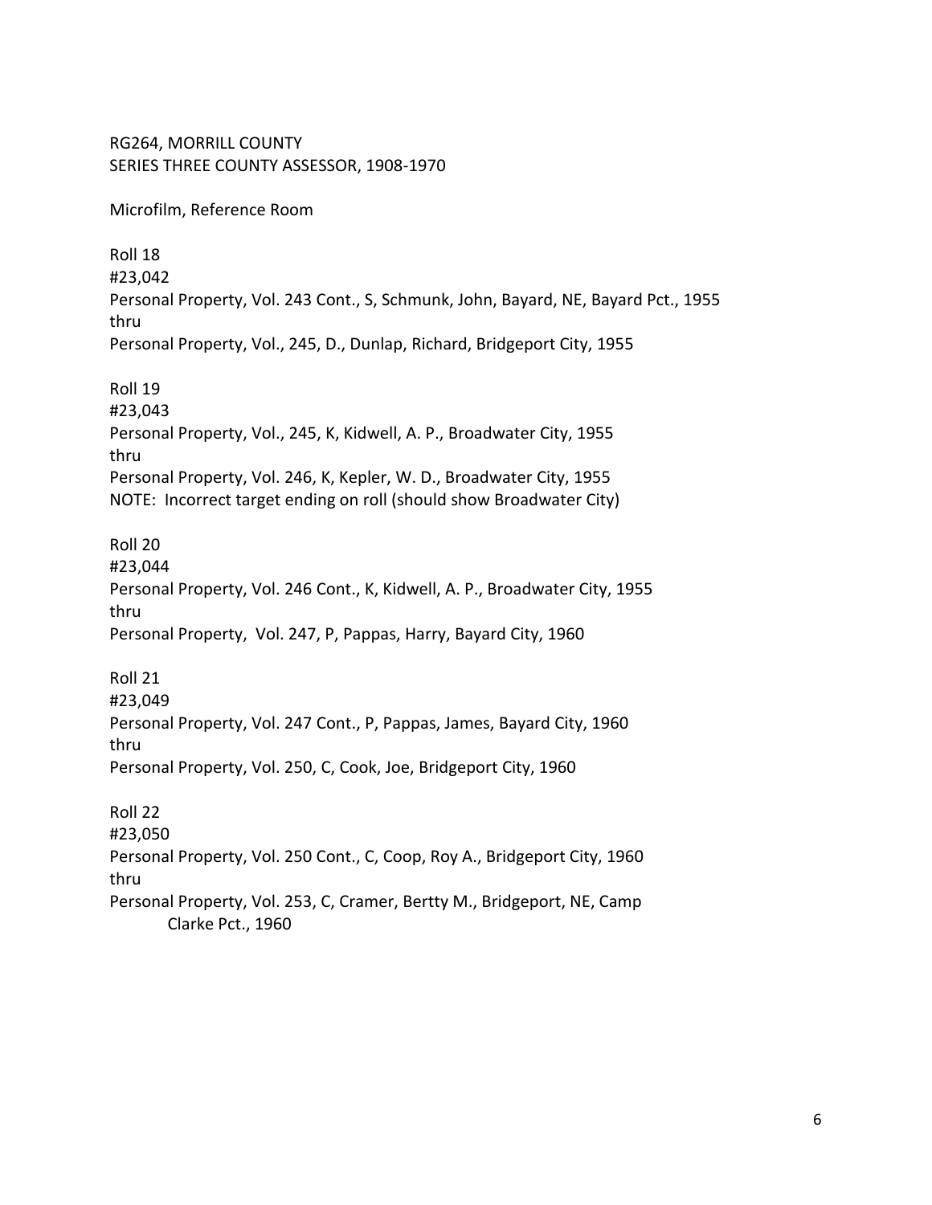RG264, MORRILL COUNTY
SERIES THREE COUNTY ASSESSOR, 1908-1970

Microfilm, Reference Room

Roll 18
#23,042
Personal Property, Vol. 243 Cont., S, Schmunk, John, Bayard, NE, Bayard Pct., 1955
thru
Personal Property, Vol., 245, D., Dunlap, Richard, Bridgeport City, 1955

Roll 19
#23,043
Personal Property, Vol., 245, K, Kidwell, A. P., Broadwater City, 1955
thru
Personal Property, Vol. 246, K, Kepler, W. D., Broadwater City, 1955
NOTE: Incorrect target ending on roll (should show Broadwater City)

Roll 20
#23,044
Personal Property, Vol. 246 Cont., K, Kidwell, A. P., Broadwater City, 1955
thru
Personal Property, Vol. 247, P, Pappas, Harry, Bayard City, 1960

Roll 21
#23,049
Personal Property, Vol. 247 Cont., P, Pappas, James, Bayard City, 1960
thru
Personal Property, Vol. 250, C, Cook, Joe, Bridgeport City, 1960

Roll 22
#23,050
Personal Property, Vol. 250 Cont., C, Coop, Roy A., Bridgeport City, 1960
thru
Personal Property, Vol. 253, C, Cramer, Bertty M., Bridgeport, NE, Camp
Clarke Pct., 1960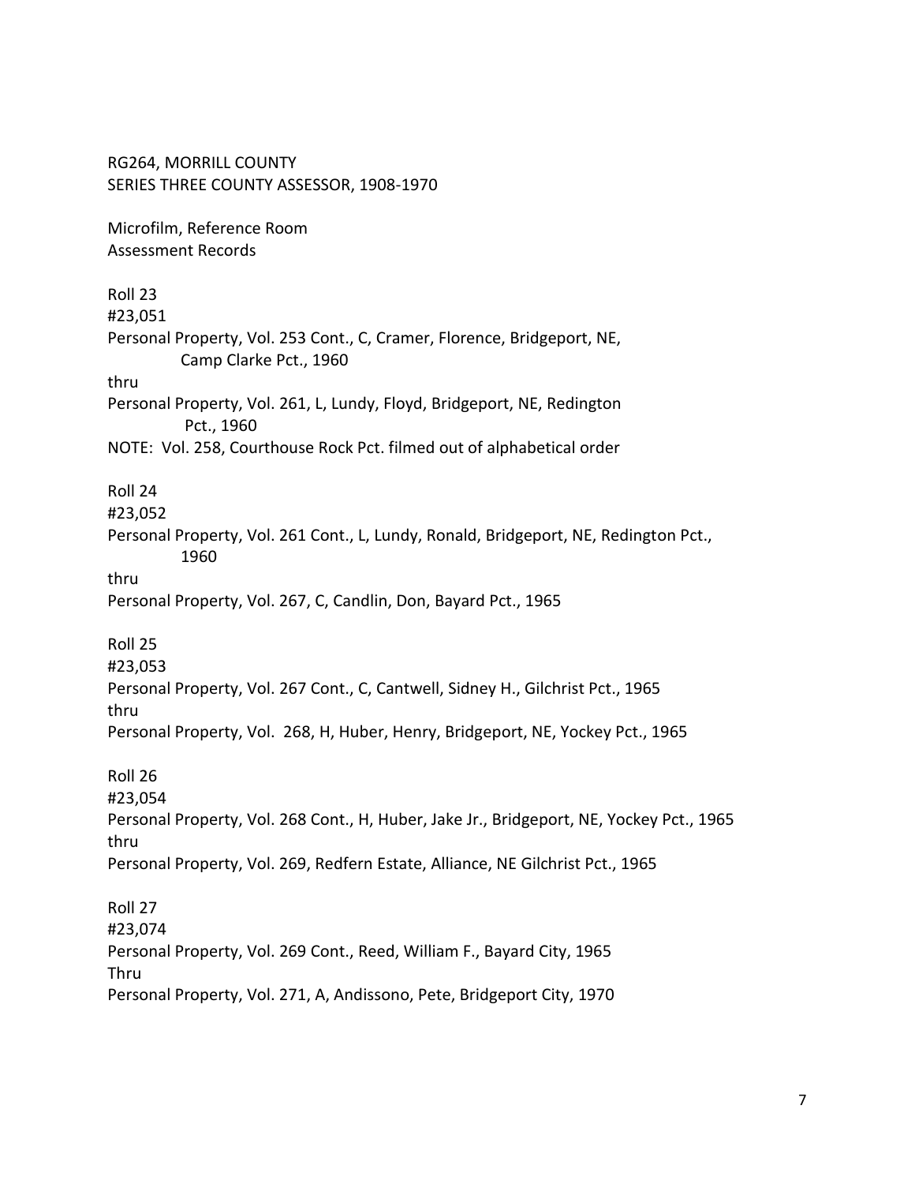RG264, MORRILL COUNTY
SERIES THREE COUNTY ASSESSOR, 1908-1970

Microfilm, Reference Room
Assessment Records

Roll 23
#23,051
Personal Property, Vol. 253 Cont., C, Cramer, Florence, Bridgeport, NE, Camp Clarke Pct., 1960
thru
Personal Property, Vol. 261, L, Lundy, Floyd, Bridgeport, NE, Redington Pct., 1960
NOTE: Vol. 258, Courthouse Rock Pct. filmed out of alphabetical order

Roll 24
#23,052
Personal Property, Vol. 261 Cont., L, Lundy, Ronald, Bridgeport, NE, Redington Pct., 1960
thru
Personal Property, Vol. 267, C, Candlin, Don, Bayard Pct., 1965

Roll 25
#23,053
Personal Property, Vol. 267 Cont., C, Cantwell, Sidney H., Gilchrist Pct., 1965
thru
Personal Property, Vol. 268, H, Huber, Henry, Bridgeport, NE, Yockey Pct., 1965

Roll 26
#23,054
Personal Property, Vol. 268 Cont., H, Huber, Jake Jr., Bridgeport, NE, Yockey Pct., 1965
thru
Personal Property, Vol. 269, Redfern Estate, Alliance, NE Gilchrist Pct., 1965

Roll 27
#23,074
Personal Property, Vol. 269 Cont., Reed, William F., Bayard City, 1965
Thru
Personal Property, Vol. 271, A, Andissono, Pete, Bridgeport City, 1970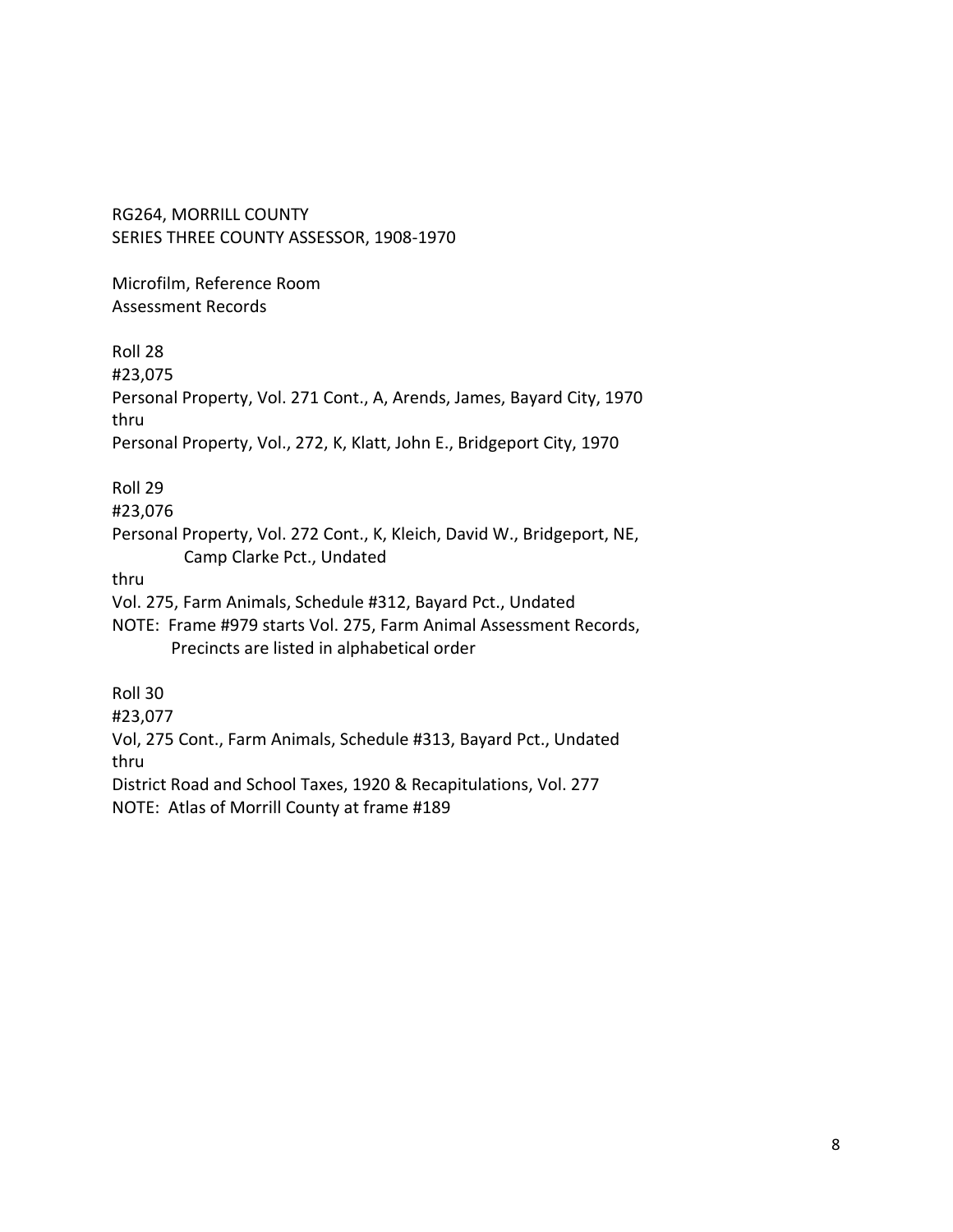RG264, MORRILL COUNTY
SERIES THREE COUNTY ASSESSOR, 1908-1970

Microfilm, Reference Room
Assessment Records

Roll 28
#23,075
Personal Property, Vol. 271 Cont., A, Arends, James, Bayard City, 1970
thru
Personal Property, Vol., 272, K, Klatt, John E., Bridgeport City, 1970

Roll 29
#23,076
Personal Property, Vol. 272 Cont., K, Kleich, David W., Bridgeport, NE,
Camp Clarke Pct., Undated
thru
Vol. 275, Farm Animals, Schedule #312, Bayard Pct., Undated
NOTE: Frame #979 starts Vol. 275, Farm Animal Assessment Records,
Precincts are listed in alphabetical order

Roll 30
#23,077
Vol, 275 Cont., Farm Animals, Schedule #313, Bayard Pct., Undated
thru
District Road and School Taxes, 1920 & Recapitulations, Vol. 277
NOTE: Atlas of Morrill County at frame #189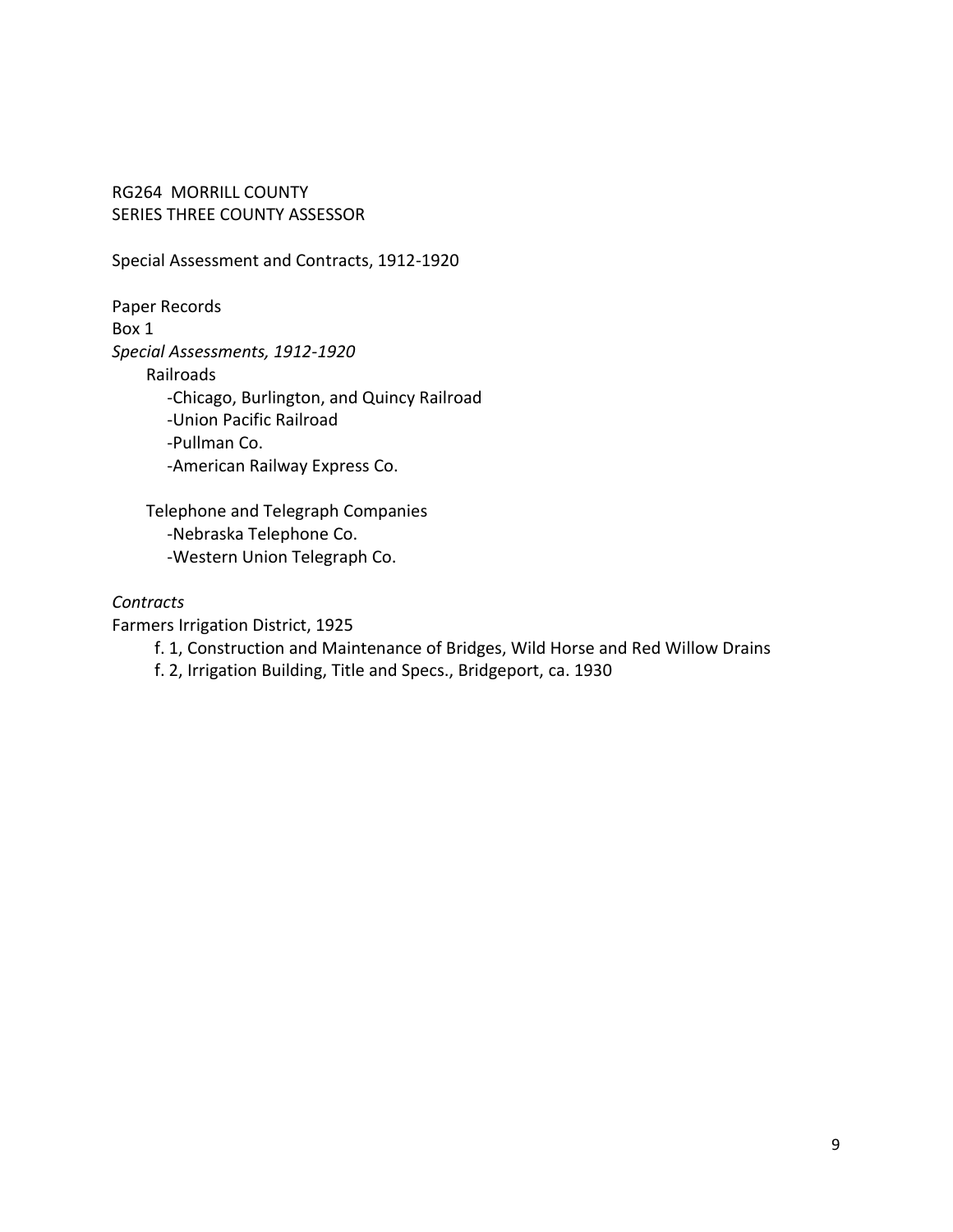RG264 MORRILL COUNTY
SERIES THREE COUNTY ASSESSOR

Special Assessment and Contracts, 1912-1920

Paper Records
Box 1
*Special Assessments, 1912-1920*

Railroads
- Chicago, Burlington, and Quincy Railroad
- Union Pacific Railroad
- Pullman Co.
- American Railway Express Co.

Telephone and Telegraph Companies
- Nebraska Telephone Co.
- Western Union Telegraph Co.

*Contracts*
Farmers Irrigation District, 1925
- f. 1, Construction and Maintenance of Bridges, Wild Horse and Red Willow Drains
- f. 2, Irrigation Building, Title and Specs., Bridgeport, ca. 1930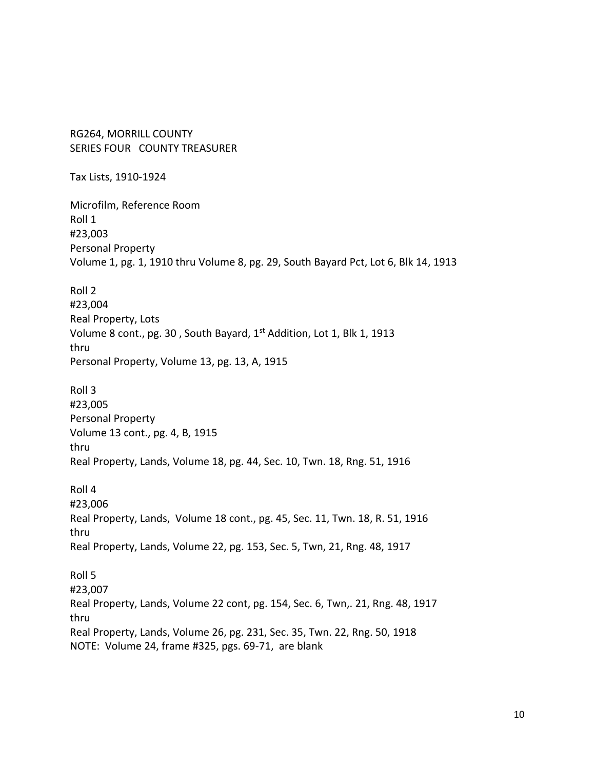RG264, MORRILL COUNTY
SERIES FOUR   COUNTY TREASURER

Tax Lists, 1910-1924

Microfilm, Reference Room
Roll 1
#23,003
Personal Property
Volume 1, pg. 1, 1910 thru Volume 8, pg. 29, South Bayard Pct, Lot 6, Blk 14, 1913

Roll 2
#23,004
Real Property, Lots
Volume 8 cont., pg. 30 , South Bayard, 1st Addition, Lot 1, Blk 1, 1913
thru
Personal Property, Volume 13, pg. 13, A, 1915

Roll 3
#23,005
Personal Property
Volume 13 cont., pg. 4, B, 1915
thru
Real Property, Lands, Volume 18, pg. 44, Sec. 10, Twn. 18, Rng. 51, 1916

Roll 4
#23,006
Real Property, Lands,  Volume 18 cont., pg. 45, Sec. 11, Twn. 18, R. 51, 1916
thru
Real Property, Lands, Volume 22, pg. 153, Sec. 5, Twn, 21, Rng. 48, 1917

Roll 5
#23,007
Real Property, Lands, Volume 22 cont, pg. 154, Sec. 6, Twn,. 21, Rng. 48, 1917
thru
Real Property, Lands, Volume 26, pg. 231, Sec. 35, Twn. 22, Rng. 50, 1918
NOTE:  Volume 24, frame #325, pgs. 69-71,  are blank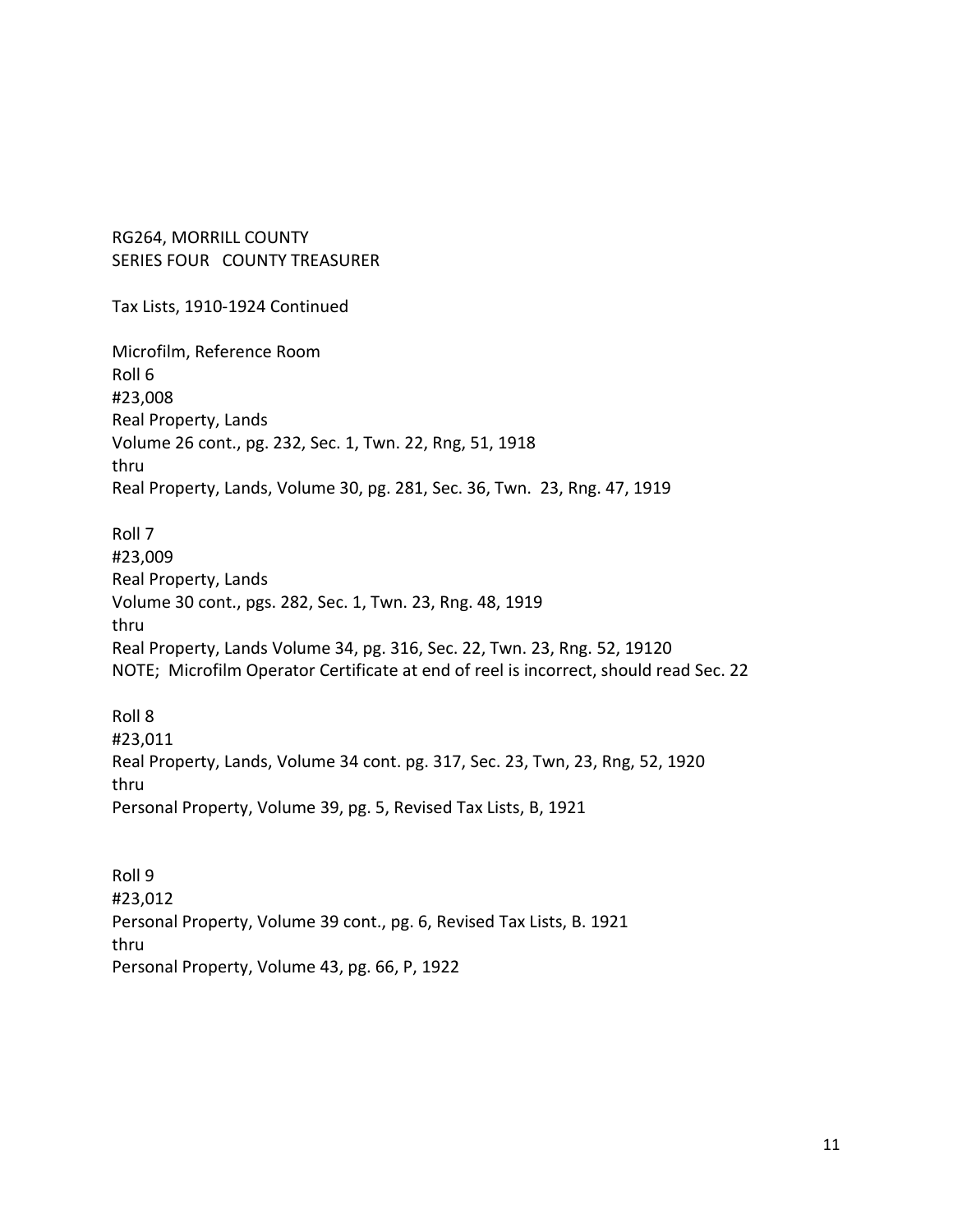RG264, MORRILL COUNTY
SERIES FOUR   COUNTY TREASURER

Tax Lists, 1910-1924 Continued

Microfilm, Reference Room
Roll 6
#23,008
Real Property, Lands
Volume 26 cont., pg. 232, Sec. 1, Twn. 22, Rng, 51, 1918
thru
Real Property, Lands, Volume 30, pg. 281, Sec. 36, Twn. 23, Rng. 47, 1919

Roll 7
#23,009
Real Property, Lands
Volume 30 cont., pgs. 282, Sec. 1, Twn. 23, Rng. 48, 1919
thru
Real Property, Lands Volume 34, pg. 316, Sec. 22, Twn. 23, Rng. 52, 19120
NOTE; Microfilm Operator Certificate at end of reel is incorrect, should read Sec. 22

Roll 8
#23,011
Real Property, Lands, Volume 34 cont. pg. 317, Sec. 23, Twn, 23, Rng, 52, 1920
thru
Personal Property, Volume 39, pg. 5, Revised Tax Lists, B, 1921

Roll 9
#23,012
Personal Property, Volume 39 cont., pg. 6, Revised Tax Lists, B. 1921
thru
Personal Property, Volume 43, pg. 66, P, 1922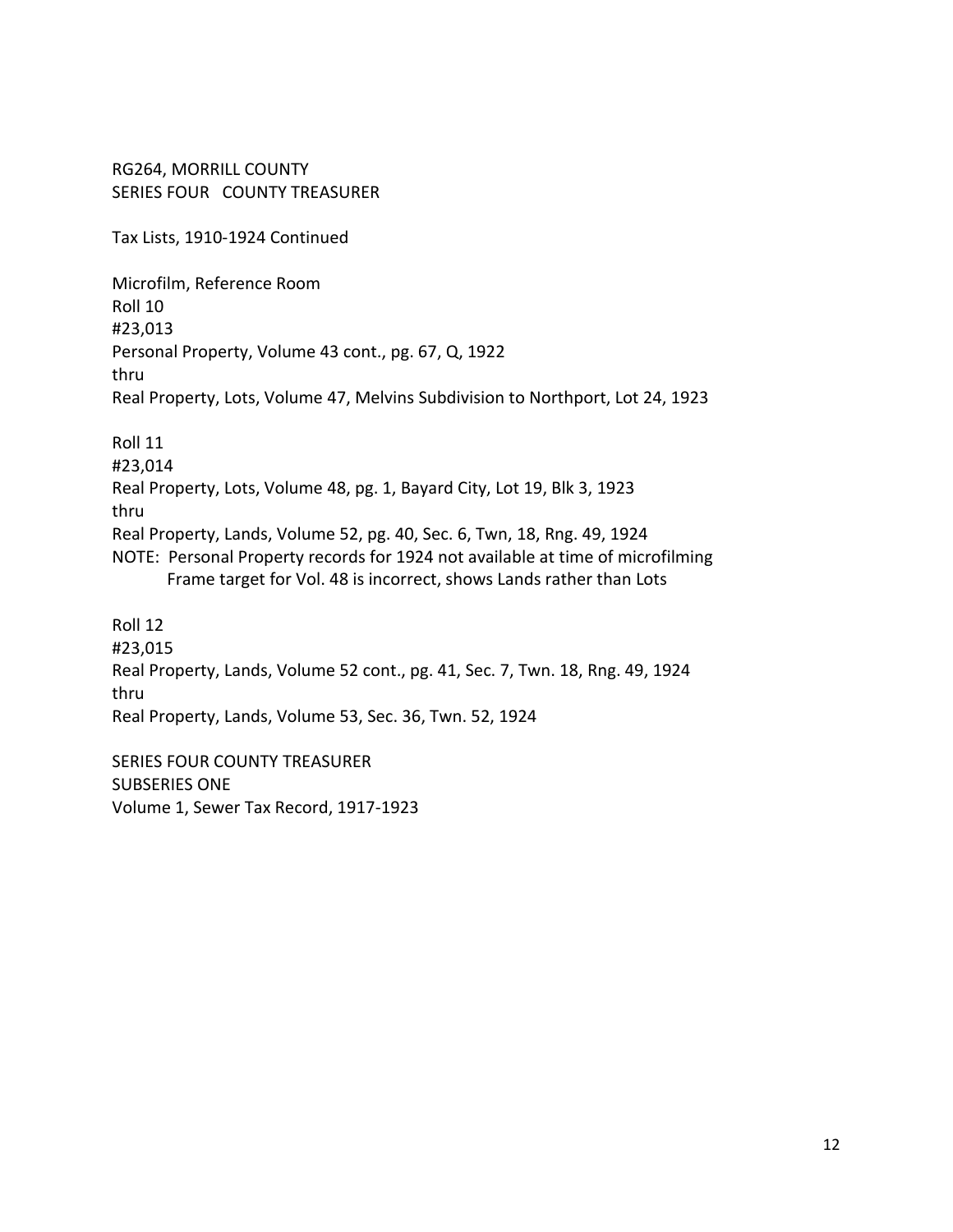RG264, MORRILL COUNTY
SERIES FOUR   COUNTY TREASURER

Tax Lists, 1910-1924 Continued

Microfilm, Reference Room
Roll 10
#23,013
Personal Property, Volume 43 cont., pg. 67, Q, 1922
thru
Real Property, Lots, Volume 47, Melvins Subdivision to Northport, Lot 24, 1923

Roll 11
#23,014
Real Property, Lots, Volume 48, pg. 1, Bayard City, Lot 19, Blk 3, 1923
thru
Real Property, Lands, Volume 52, pg. 40, Sec. 6, Twn, 18, Rng. 49, 1924
NOTE: Personal Property records for 1924 not available at time of microfilming
Frame target for Vol. 48 is incorrect, shows Lands rather than Lots

Roll 12
#23,015
Real Property, Lands, Volume 52 cont., pg. 41, Sec. 7, Twn. 18, Rng. 49, 1924
thru
Real Property, Lands, Volume 53, Sec. 36, Twn. 52, 1924

SERIES FOUR COUNTY TREASURER
SUBSERIES ONE
Volume 1, Sewer Tax Record, 1917-1923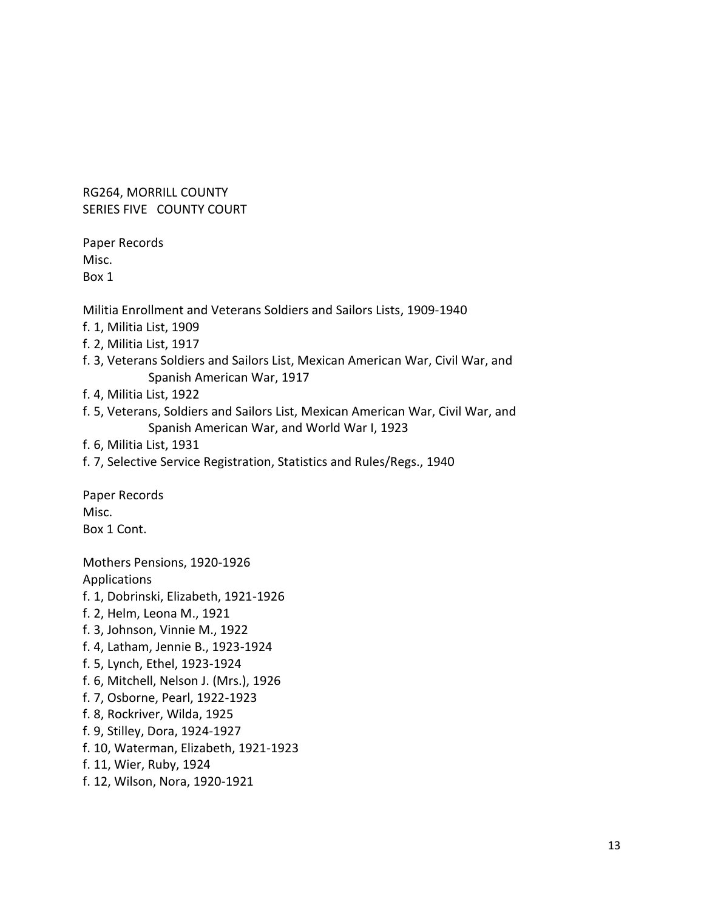RG264, MORRILL COUNTY
SERIES FIVE COUNTY COURT

Paper Records
Misc.
Box 1

Militia Enrollment and Veterans Soldiers and Sailors Lists, 1909-1940
- f. 1, Militia List, 1909
- f. 2, Militia List, 1917
- f. 3, Veterans Soldiers and Sailors List, Mexican American War, Civil War, and Spanish American War, 1917
- f. 4, Militia List, 1922
- f. 5, Veterans, Soldiers and Sailors List, Mexican American War, Civil War, and Spanish American War, and World War I, 1923
- f. 6, Militia List, 1931
- f. 7, Selective Service Registration, Statistics and Rules/Regs., 1940

Paper Records
Misc.
Box 1 Cont.

Mothers Pensions, 1920-1926
Applications
- f. 1, Dobrinski, Elizabeth, 1921-1926
- f. 2, Helm, Leona M., 1921
- f. 3, Johnson, Vinnie M., 1922
- f. 4, Latham, Jennie B., 1923-1924
- f. 5, Lynch, Ethel, 1923-1924
- f. 6, Mitchell, Nelson J. (Mrs.), 1926
- f. 7, Osborne, Pearl, 1922-1923
- f. 8, Rockriver, Wilda, 1925
- f. 9, Stilley, Dora, 1924-1927
- f. 10, Waterman, Elizabeth, 1921-1923
- f. 11, Wier, Ruby, 1924
- f. 12, Wilson, Nora, 1920-1921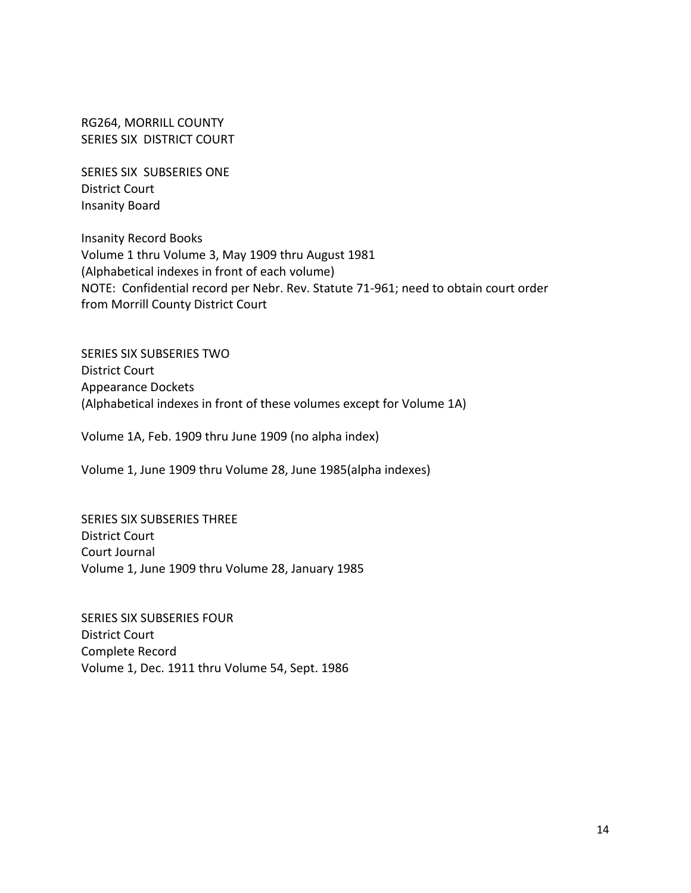RG264, MORRILL COUNTY
SERIES SIX DISTRICT COURT

SERIES SIX SUBSERIES ONE
District Court
Insanity Board

Insanity Record Books
Volume 1 thru Volume 3, May 1909 thru August 1981
(Alphabetical indexes in front of each volume)
NOTE: Confidential record per Nebr. Rev. Statute 71-961; need to obtain court order from Morrill County District Court

SERIES SIX SUBSERIES TWO
District Court
Appearance Dockets
(Alphabetical indexes in front of these volumes except for Volume 1A)

Volume 1A, Feb. 1909 thru June 1909 (no alpha index)

Volume 1, June 1909 thru Volume 28, June 1985(alpha indexes)

SERIES SIX SUBSERIES THREE
District Court
Court Journal
Volume 1, June 1909 thru Volume 28, January 1985

SERIES SIX SUBSERIES FOUR
District Court
Complete Record
Volume 1, Dec. 1911 thru Volume 54, Sept. 1986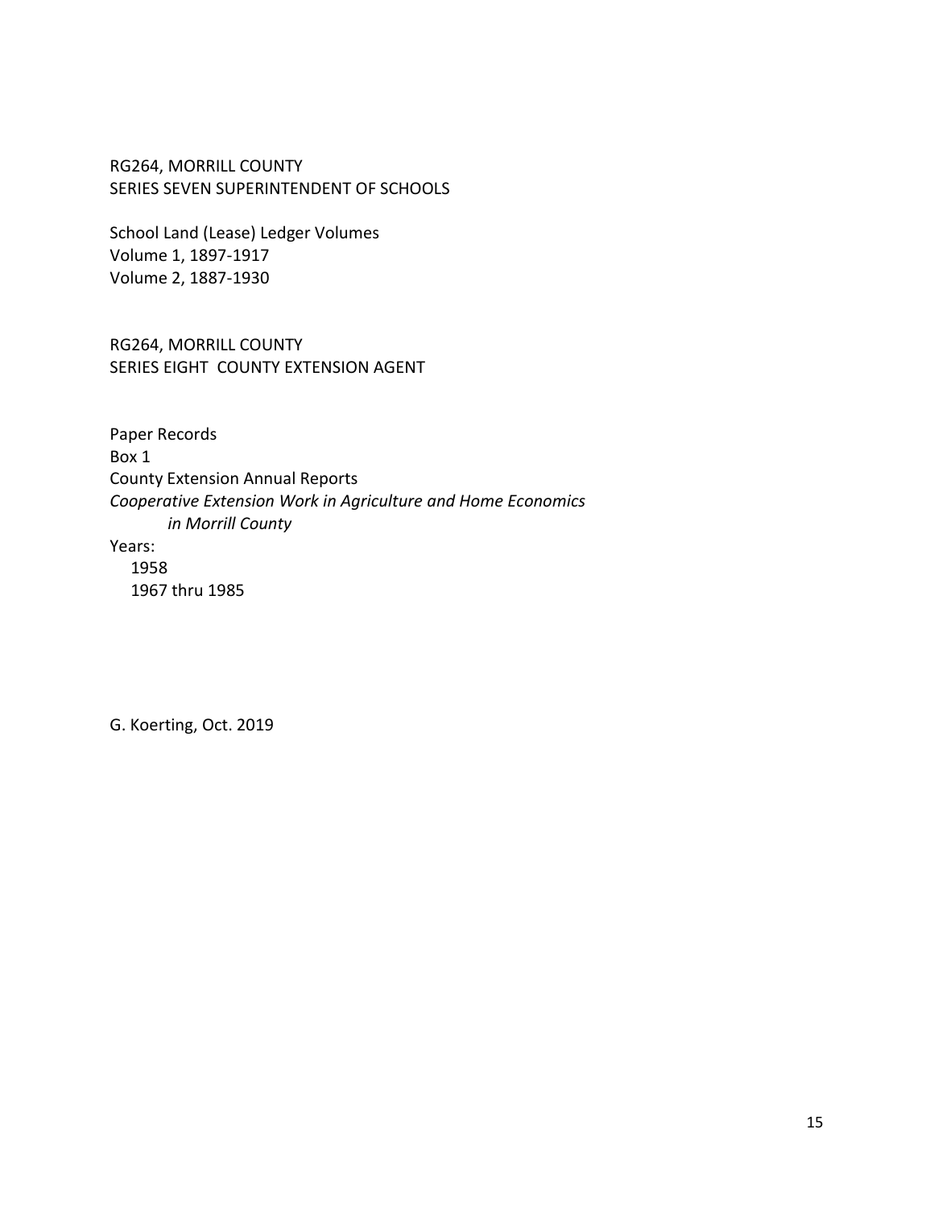RG264, MORRILL COUNTY
SERIES SEVEN SUPERINTENDENT OF SCHOOLS

School Land (Lease) Ledger Volumes
Volume 1, 1897-1917
Volume 2, 1887-1930

RG264, MORRILL COUNTY
SERIES EIGHT COUNTY EXTENSION AGENT

Paper Records
Box 1
County Extension Annual Reports
*Cooperative Extension Work in Agriculture and Home Economics in Morrill County*
Years:
1958
1967 thru 1985

G. Koerting, Oct. 2019